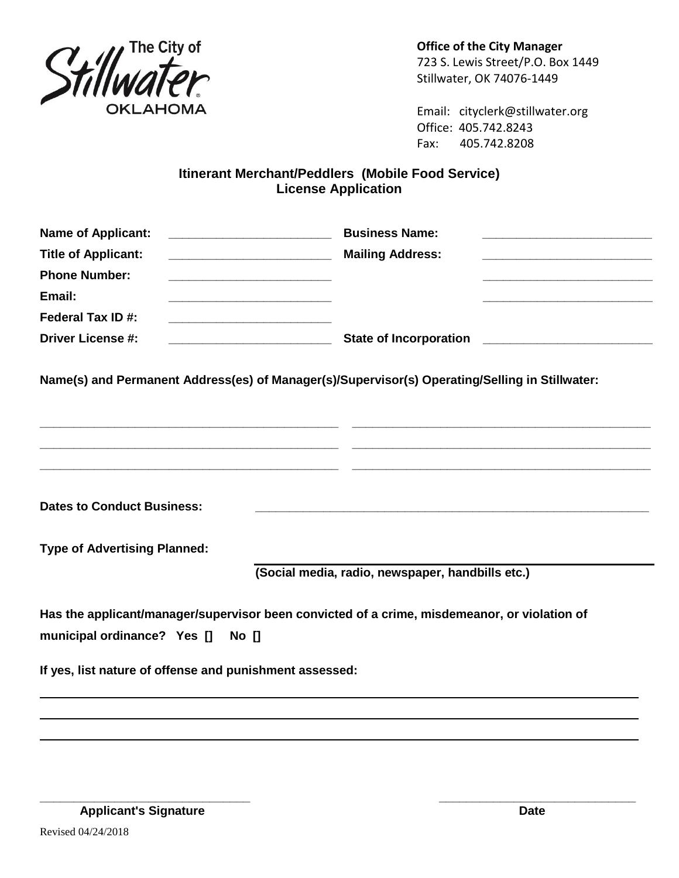The City of Stillwater OKLAHOMA

**Office of the City Manager**
723 S. Lewis Street/P.O. Box 1449
Stillwater, OK 74076-1449

Email: cityclerk@stillwater.org
Office: 405.742.8243
Fax: 405.742.8208

## Itinerant Merchant/Peddlers (Mobile Food Service) License Application

**Name of Applicant:** ________________________ **Business Name:** ________________________

**Title of Applicant:** ________________________ **Mailing Address:** ________________________

**Phone Number:** ________________________ ________________________

**Email:** ________________________ ________________________

**Federal Tax ID #:** ________________________

**Driver License #:** ________________________ **State of Incorporation** ________________________

**Name(s) and Permanent Address(es) of Manager(s)/Supervisor(s) Operating/Selling in Stillwater:**

________________________________________ ________________________________________

________________________________________ ________________________________________

________________________________________ ________________________________________

**Dates to Conduct Business:** ________________________________________

**Type of Advertising Planned:** ________________________________________

**(Social media, radio, newspaper, handbills etc.)**

**Has the applicant/manager/supervisor been convicted of a crime, misdemeanor, or violation of municipal ordinance? Yes [] No []**

**If yes, list nature of offense and punishment assessed:**

________________________________________________________________________________

________________________________________________________________________________

________________________________________________________________________________

________________________________ ________________________________
**Applicant's Signature** **Date**

Revised 04/24/2018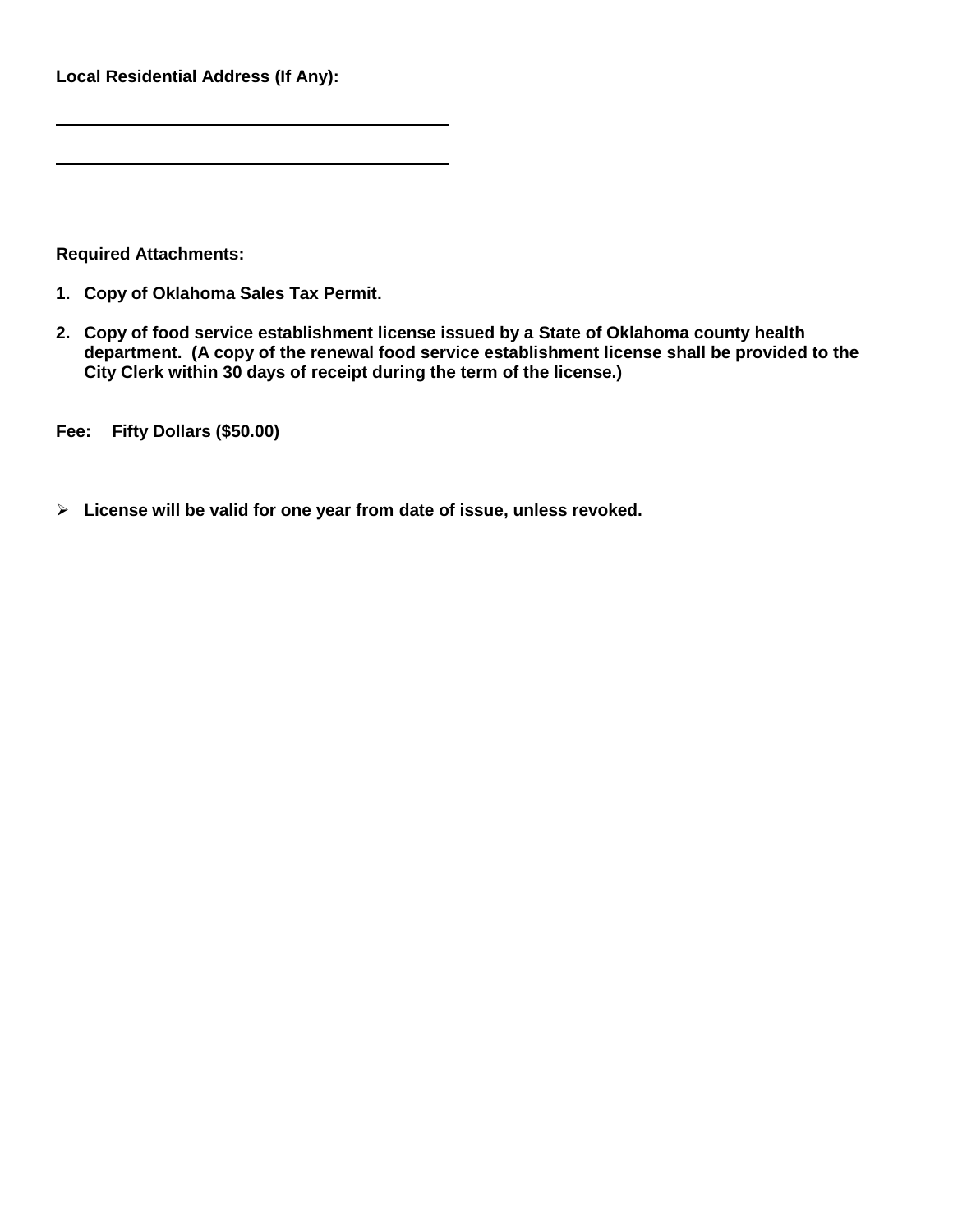**Local Residential Address (If Any):**

\_\_\_\_\_\_\_\_\_\_\_\_\_\_\_\_\_\_\_\_\_\_\_\_\_\_\_\_\_\_\_\_\_\_\_\_\_\_\_\_

\_\_\_\_\_\_\_\_\_\_\_\_\_\_\_\_\_\_\_\_\_\_\_\_\_\_\_\_\_\_\_\_\_\_\_\_\_\_\_\_

**Required Attachments:**

1. **Copy of Oklahoma Sales Tax Permit.**
2. **Copy of food service establishment license issued by a State of Oklahoma county health department. (A copy of the renewal food service establishment license shall be provided to the City Clerk within 30 days of receipt during the term of the license.)**

**Fee: Fifty Dollars ($50.00)**

- **License will be valid for one year from date of issue, unless revoked.**